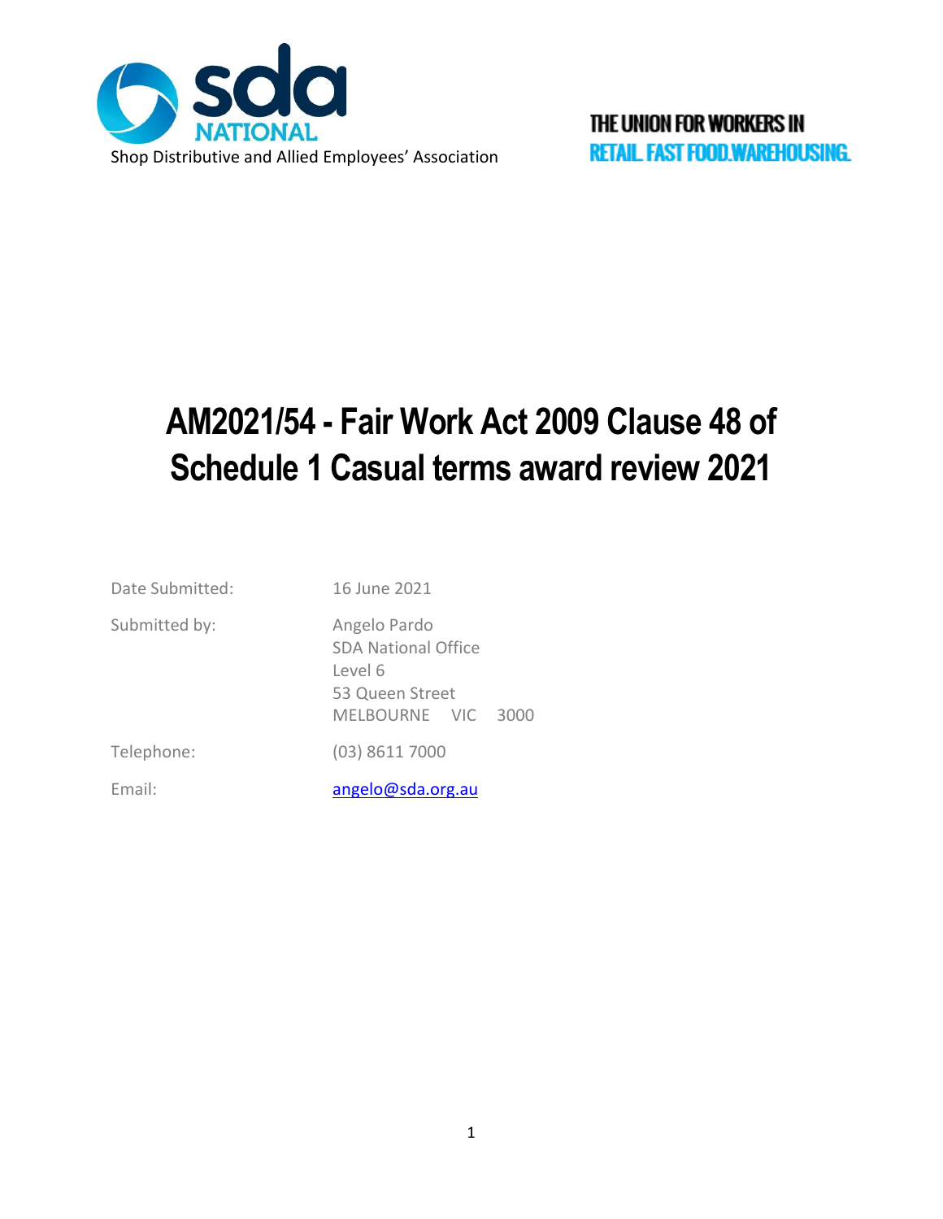sda NATIONAL

Shop Distributive and Allied Employees' Association

THE UNION FOR WORKERS IN
RETAIL. FAST FOOD. WAREHOUSING.

# AM2021/54 - Fair Work Act 2009 Clause 48 of Schedule 1 Casual terms award review 2021

| | |
|---|---|
| Date Submitted: | 16 June 2021 |
| Submitted by: | Angelo Pardo<br>SDA National Office<br>Level 6<br>53 Queen Street<br>MELBOURNE VIC 3000 |
| Telephone: | (03) 8611 7000 |
| Email: | angelo@sda.org.au |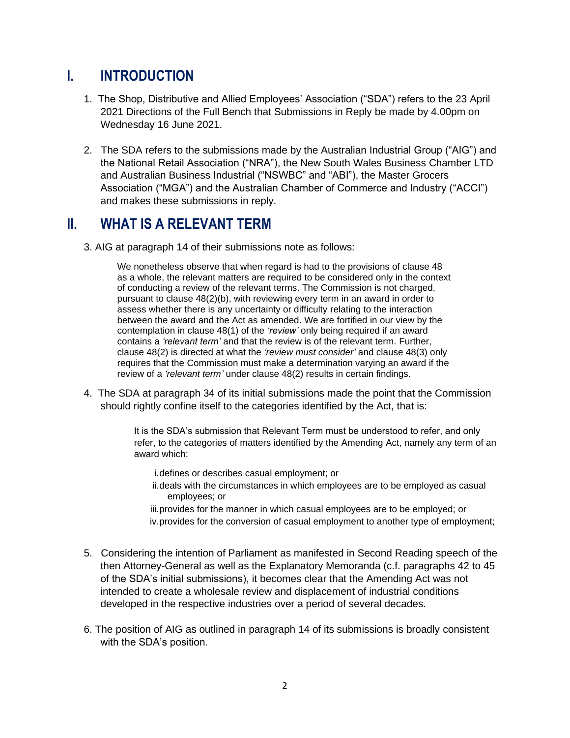## I. INTRODUCTION

1. The Shop, Distributive and Allied Employees' Association ("SDA") refers to the 23 April 2021 Directions of the Full Bench that Submissions in Reply be made by 4.00pm on Wednesday 16 June 2021.

2. The SDA refers to the submissions made by the Australian Industrial Group ("AIG") and the National Retail Association ("NRA"), the New South Wales Business Chamber LTD and Australian Business Industrial ("NSWBC" and "ABI"), the Master Grocers Association ("MGA") and the Australian Chamber of Commerce and Industry ("ACCI") and makes these submissions in reply.

## II. WHAT IS A RELEVANT TERM

3. AIG at paragraph 14 of their submissions note as follows:

> We nonetheless observe that when regard is had to the provisions of clause 48 as a whole, the relevant matters are required to be considered only in the context of conducting a review of the relevant terms. The Commission is not charged, pursuant to clause 48(2)(b), with reviewing every term in an award in order to assess whether there is any uncertainty or difficulty relating to the interaction between the award and the Act as amended. We are fortified in our view by the contemplation in clause 48(1) of the *'review'* only being required if an award contains a *'relevant term'* and that the review is of the relevant term. Further, clause 48(2) is directed at what the *'review must consider'* and clause 48(3) only requires that the Commission must make a determination varying an award if the review of a *'relevant term'* under clause 48(2) results in certain findings.

4. The SDA at paragraph 34 of its initial submissions made the point that the Commission should rightly confine itself to the categories identified by the Act, that is:

> It is the SDA's submission that Relevant Term must be understood to refer, and only refer, to the categories of matters identified by the Amending Act, namely any term of an award which:
>
> i. defines or describes casual employment; or
> ii. deals with the circumstances in which employees are to be employed as casual employees; or
> iii. provides for the manner in which casual employees are to be employed; or
> iv. provides for the conversion of casual employment to another type of employment;

5. Considering the intention of Parliament as manifested in Second Reading speech of the then Attorney-General as well as the Explanatory Memoranda (c.f. paragraphs 42 to 45 of the SDA's initial submissions), it becomes clear that the Amending Act was not intended to create a wholesale review and displacement of industrial conditions developed in the respective industries over a period of several decades.

6. The position of AIG as outlined in paragraph 14 of its submissions is broadly consistent with the SDA's position.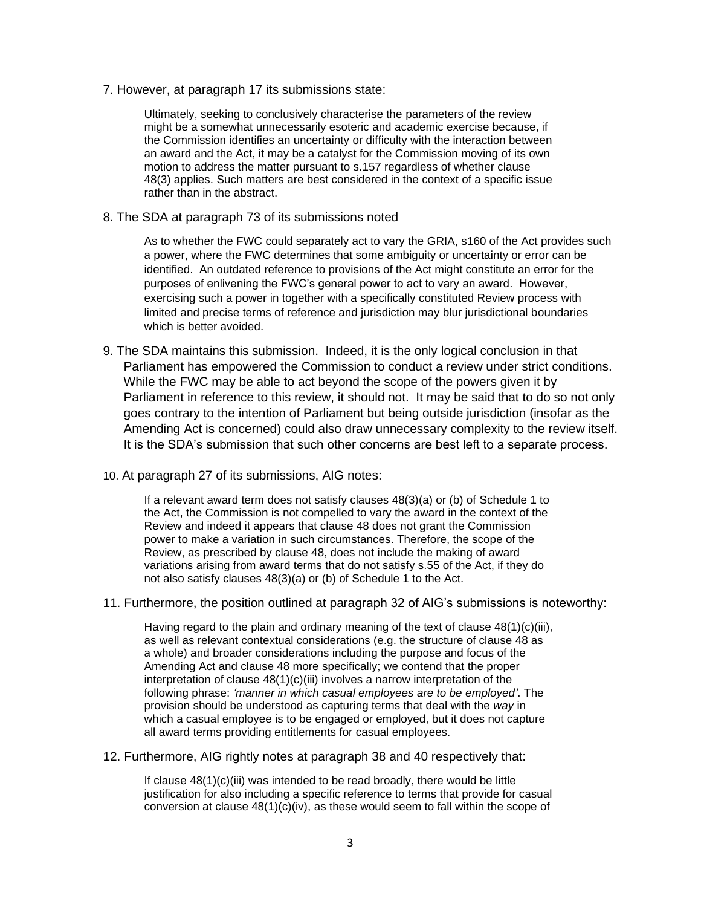7. However, at paragraph 17 its submissions state:

> Ultimately, seeking to conclusively characterise the parameters of the review might be a somewhat unnecessarily esoteric and academic exercise because, if the Commission identifies an uncertainty or difficulty with the interaction between an award and the Act, it may be a catalyst for the Commission moving of its own motion to address the matter pursuant to s.157 regardless of whether clause 48(3) applies. Such matters are best considered in the context of a specific issue rather than in the abstract.

8. The SDA at paragraph 73 of its submissions noted

> As to whether the FWC could separately act to vary the GRIA, s160 of the Act provides such a power, where the FWC determines that some ambiguity or uncertainty or error can be identified. An outdated reference to provisions of the Act might constitute an error for the purposes of enlivening the FWC's general power to act to vary an award. However, exercising such a power in together with a specifically constituted Review process with limited and precise terms of reference and jurisdiction may blur jurisdictional boundaries which is better avoided.

9. The SDA maintains this submission. Indeed, it is the only logical conclusion in that Parliament has empowered the Commission to conduct a review under strict conditions. While the FWC may be able to act beyond the scope of the powers given it by Parliament in reference to this review, it should not. It may be said that to do so not only goes contrary to the intention of Parliament but being outside jurisdiction (insofar as the Amending Act is concerned) could also draw unnecessary complexity to the review itself. It is the SDA's submission that such other concerns are best left to a separate process.

10. At paragraph 27 of its submissions, AIG notes:

> If a relevant award term does not satisfy clauses 48(3)(a) or (b) of Schedule 1 to the Act, the Commission is not compelled to vary the award in the context of the Review and indeed it appears that clause 48 does not grant the Commission power to make a variation in such circumstances. Therefore, the scope of the Review, as prescribed by clause 48, does not include the making of award variations arising from award terms that do not satisfy s.55 of the Act, if they do not also satisfy clauses 48(3)(a) or (b) of Schedule 1 to the Act.

11. Furthermore, the position outlined at paragraph 32 of AIG's submissions is noteworthy:

> Having regard to the plain and ordinary meaning of the text of clause 48(1)(c)(iii), as well as relevant contextual considerations (e.g. the structure of clause 48 as a whole) and broader considerations including the purpose and focus of the Amending Act and clause 48 more specifically; we contend that the proper interpretation of clause 48(1)(c)(iii) involves a narrow interpretation of the following phrase: *'manner in which casual employees are to be employed'*. The provision should be understood as capturing terms that deal with the *way* in which a casual employee is to be engaged or employed, but it does not capture all award terms providing entitlements for casual employees.

12. Furthermore, AIG rightly notes at paragraph 38 and 40 respectively that:

> If clause 48(1)(c)(iii) was intended to be read broadly, there would be little justification for also including a specific reference to terms that provide for casual conversion at clause 48(1)(c)(iv), as these would seem to fall within the scope of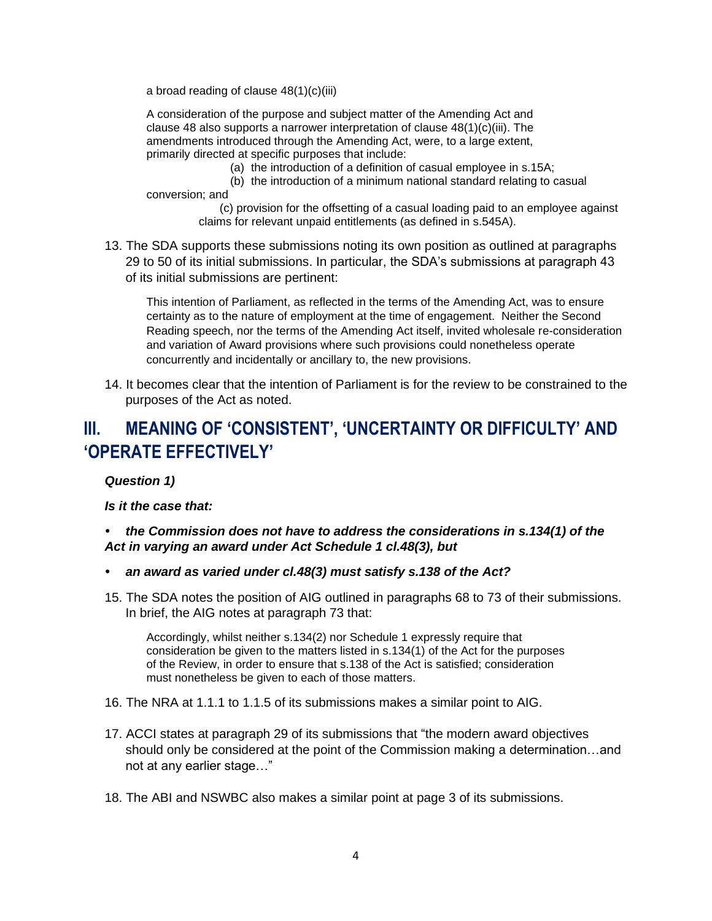a broad reading of clause 48(1)(c)(iii)

> A consideration of the purpose and subject matter of the Amending Act and clause 48 also supports a narrower interpretation of clause 48(1)(c)(iii). The amendments introduced through the Amending Act, were, to a large extent, primarily directed at specific purposes that include:
>
> (a) the introduction of a definition of casual employee in s.15A;
>
> (b) the introduction of a minimum national standard relating to casual conversion; and
>
> (c) provision for the offsetting of a casual loading paid to an employee against claims for relevant unpaid entitlements (as defined in s.545A).

13. The SDA supports these submissions noting its own position as outlined at paragraphs 29 to 50 of its initial submissions. In particular, the SDA's submissions at paragraph 43 of its initial submissions are pertinent:

> This intention of Parliament, as reflected in the terms of the Amending Act, was to ensure certainty as to the nature of employment at the time of engagement. Neither the Second Reading speech, nor the terms of the Amending Act itself, invited wholesale re-consideration and variation of Award provisions where such provisions could nonetheless operate concurrently and incidentally or ancillary to, the new provisions.

14. It becomes clear that the intention of Parliament is for the review to be constrained to the purposes of the Act as noted.

## III. MEANING OF 'CONSISTENT', 'UNCERTAINTY OR DIFFICULTY' AND 'OPERATE EFFECTIVELY'

***Question 1)***

***Is it the case that:***

- ***the Commission does not have to address the considerations in s.134(1) of the Act in varying an award under Act Schedule 1 cl.48(3), but***
- ***an award as varied under cl.48(3) must satisfy s.138 of the Act?***

15. The SDA notes the position of AIG outlined in paragraphs 68 to 73 of their submissions. In brief, the AIG notes at paragraph 73 that:

> Accordingly, whilst neither s.134(2) nor Schedule 1 expressly require that consideration be given to the matters listed in s.134(1) of the Act for the purposes of the Review, in order to ensure that s.138 of the Act is satisfied; consideration must nonetheless be given to each of those matters.

16. The NRA at 1.1.1 to 1.1.5 of its submissions makes a similar point to AIG.

17. ACCI states at paragraph 29 of its submissions that "the modern award objectives should only be considered at the point of the Commission making a determination…and not at any earlier stage…"

18. The ABI and NSWBC also makes a similar point at page 3 of its submissions.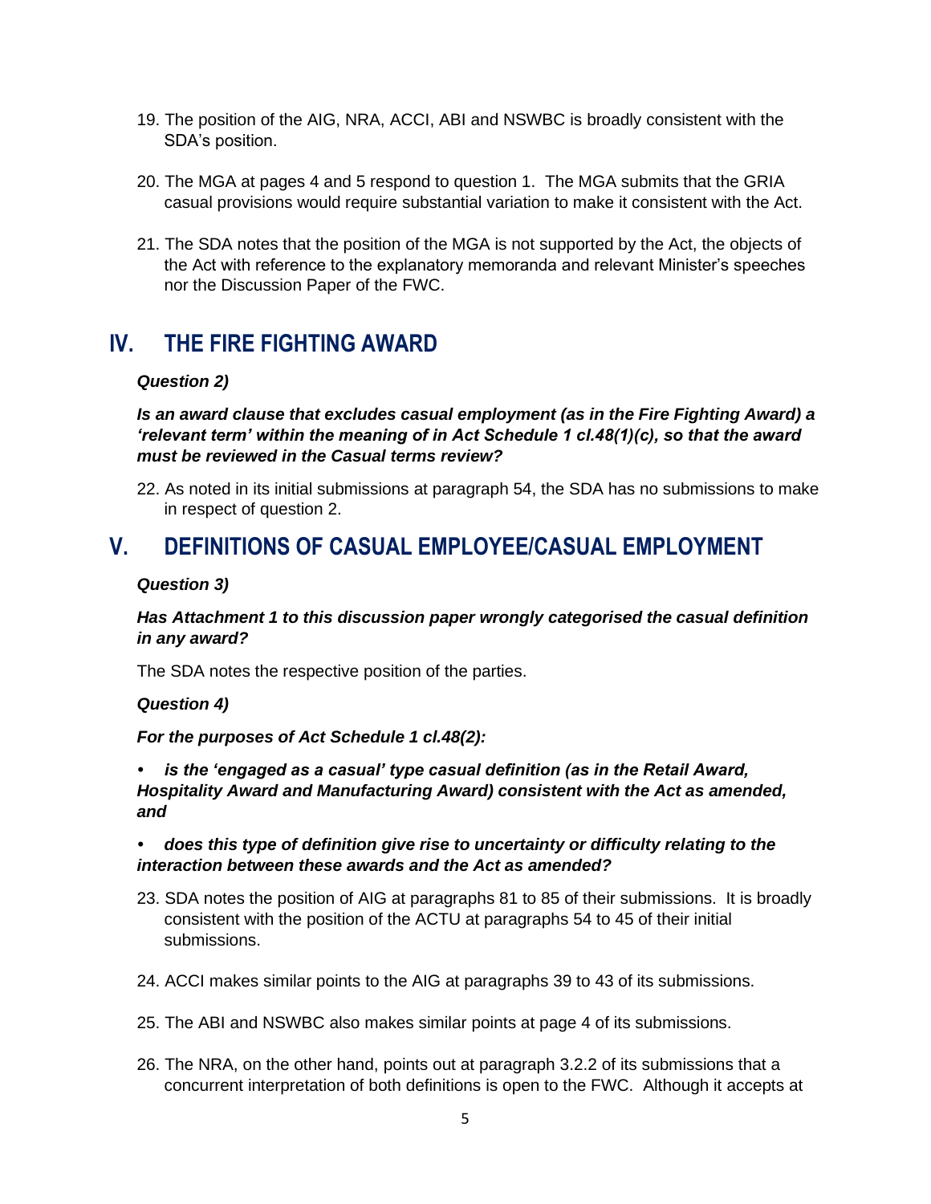19. The position of the AIG, NRA, ACCI, ABI and NSWBC is broadly consistent with the SDA's position.

20. The MGA at pages 4 and 5 respond to question 1. The MGA submits that the GRIA casual provisions would require substantial variation to make it consistent with the Act.

21. The SDA notes that the position of the MGA is not supported by the Act, the objects of the Act with reference to the explanatory memoranda and relevant Minister's speeches nor the Discussion Paper of the FWC.

## IV. THE FIRE FIGHTING AWARD

***Question 2)***

***Is an award clause that excludes casual employment (as in the Fire Fighting Award) a 'relevant term' within the meaning of in Act Schedule 1 cl.48(1)(c), so that the award must be reviewed in the Casual terms review?***

22. As noted in its initial submissions at paragraph 54, the SDA has no submissions to make in respect of question 2.

## V. DEFINITIONS OF CASUAL EMPLOYEE/CASUAL EMPLOYMENT

***Question 3)***

***Has Attachment 1 to this discussion paper wrongly categorised the casual definition in any award?***

The SDA notes the respective position of the parties.

***Question 4)***

***For the purposes of Act Schedule 1 cl.48(2):***

- ***is the 'engaged as a casual' type casual definition (as in the Retail Award, Hospitality Award and Manufacturing Award) consistent with the Act as amended, and***
- ***does this type of definition give rise to uncertainty or difficulty relating to the interaction between these awards and the Act as amended?***

23. SDA notes the position of AIG at paragraphs 81 to 85 of their submissions. It is broadly consistent with the position of the ACTU at paragraphs 54 to 45 of their initial submissions.

24. ACCI makes similar points to the AIG at paragraphs 39 to 43 of its submissions.

25. The ABI and NSWBC also makes similar points at page 4 of its submissions.

26. The NRA, on the other hand, points out at paragraph 3.2.2 of its submissions that a concurrent interpretation of both definitions is open to the FWC. Although it accepts at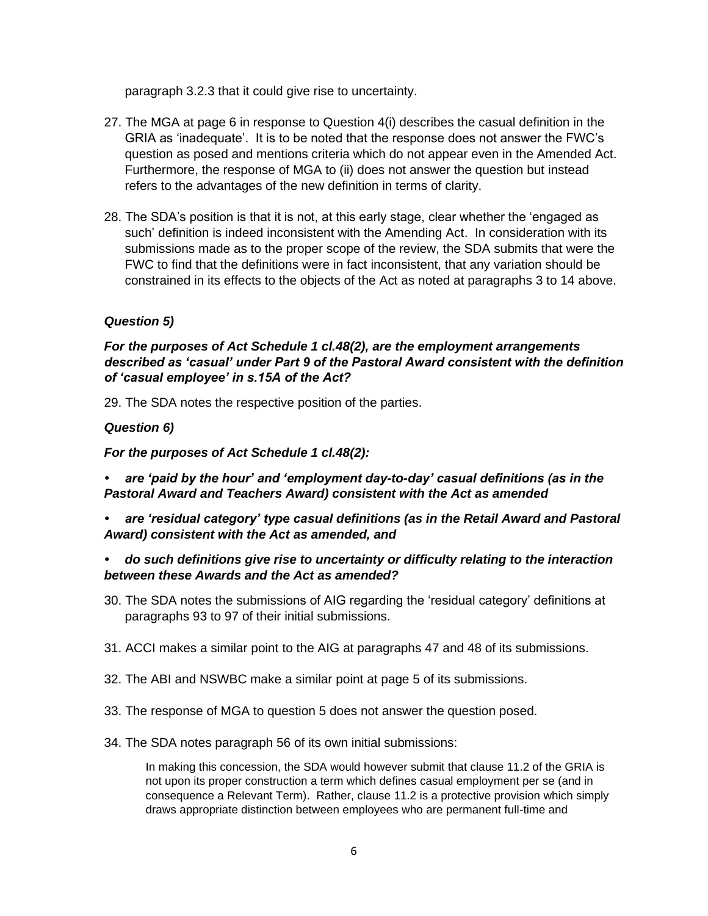paragraph 3.2.3 that it could give rise to uncertainty.

27. The MGA at page 6 in response to Question 4(i) describes the casual definition in the GRIA as 'inadequate'. It is to be noted that the response does not answer the FWC's question as posed and mentions criteria which do not appear even in the Amended Act. Furthermore, the response of MGA to (ii) does not answer the question but instead refers to the advantages of the new definition in terms of clarity.

28. The SDA's position is that it is not, at this early stage, clear whether the 'engaged as such' definition is indeed inconsistent with the Amending Act. In consideration with its submissions made as to the proper scope of the review, the SDA submits that were the FWC to find that the definitions were in fact inconsistent, that any variation should be constrained in its effects to the objects of the Act as noted at paragraphs 3 to 14 above.

***Question 5)***

***For the purposes of Act Schedule 1 cl.48(2), are the employment arrangements described as 'casual' under Part 9 of the Pastoral Award consistent with the definition of 'casual employee' in s.15A of the Act?***

29. The SDA notes the respective position of the parties.

***Question 6)***

***For the purposes of Act Schedule 1 cl.48(2):***

- ***are 'paid by the hour' and 'employment day-to-day' casual definitions (as in the Pastoral Award and Teachers Award) consistent with the Act as amended***
- ***are 'residual category' type casual definitions (as in the Retail Award and Pastoral Award) consistent with the Act as amended, and***
- ***do such definitions give rise to uncertainty or difficulty relating to the interaction between these Awards and the Act as amended?***

30. The SDA notes the submissions of AIG regarding the 'residual category' definitions at paragraphs 93 to 97 of their initial submissions.

31. ACCI makes a similar point to the AIG at paragraphs 47 and 48 of its submissions.

32. The ABI and NSWBC make a similar point at page 5 of its submissions.

33. The response of MGA to question 5 does not answer the question posed.

34. The SDA notes paragraph 56 of its own initial submissions:

> In making this concession, the SDA would however submit that clause 11.2 of the GRIA is not upon its proper construction a term which defines casual employment per se (and in consequence a Relevant Term). Rather, clause 11.2 is a protective provision which simply draws appropriate distinction between employees who are permanent full-time and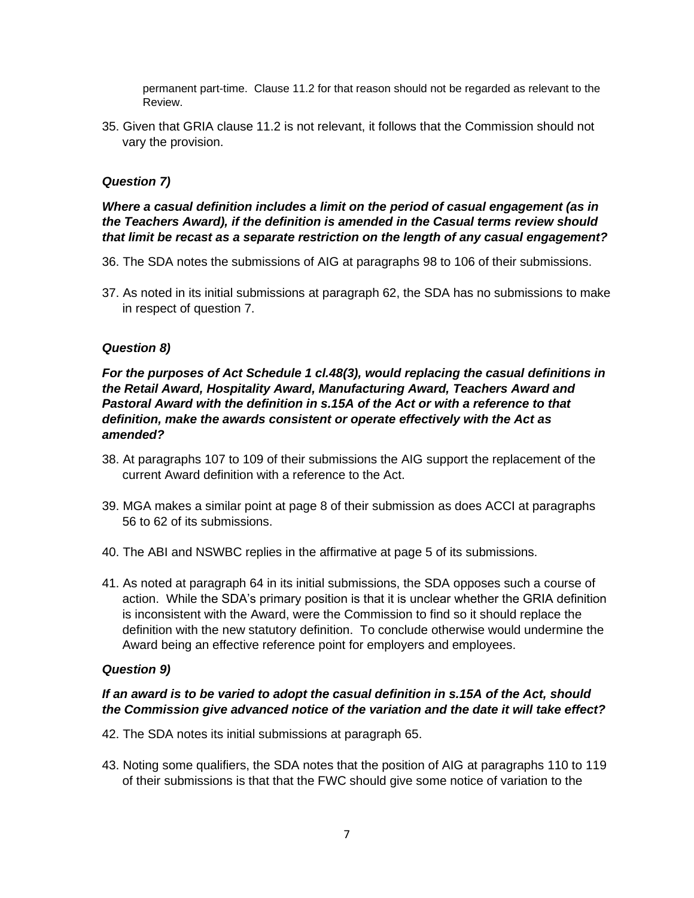permanent part-time. Clause 11.2 for that reason should not be regarded as relevant to the Review.

35. Given that GRIA clause 11.2 is not relevant, it follows that the Commission should not vary the provision.

***Question 7)***

***Where a casual definition includes a limit on the period of casual engagement (as in the Teachers Award), if the definition is amended in the Casual terms review should that limit be recast as a separate restriction on the length of any casual engagement?***

36. The SDA notes the submissions of AIG at paragraphs 98 to 106 of their submissions.

37. As noted in its initial submissions at paragraph 62, the SDA has no submissions to make in respect of question 7.

***Question 8)***

***For the purposes of Act Schedule 1 cl.48(3), would replacing the casual definitions in the Retail Award, Hospitality Award, Manufacturing Award, Teachers Award and Pastoral Award with the definition in s.15A of the Act or with a reference to that definition, make the awards consistent or operate effectively with the Act as amended?***

38. At paragraphs 107 to 109 of their submissions the AIG support the replacement of the current Award definition with a reference to the Act.

39. MGA makes a similar point at page 8 of their submission as does ACCI at paragraphs 56 to 62 of its submissions.

40. The ABI and NSWBC replies in the affirmative at page 5 of its submissions.

41. As noted at paragraph 64 in its initial submissions, the SDA opposes such a course of action. While the SDA's primary position is that it is unclear whether the GRIA definition is inconsistent with the Award, were the Commission to find so it should replace the definition with the new statutory definition. To conclude otherwise would undermine the Award being an effective reference point for employers and employees.

***Question 9)***

***If an award is to be varied to adopt the casual definition in s.15A of the Act, should the Commission give advanced notice of the variation and the date it will take effect?***

42. The SDA notes its initial submissions at paragraph 65.

43. Noting some qualifiers, the SDA notes that the position of AIG at paragraphs 110 to 119 of their submissions is that that the FWC should give some notice of variation to the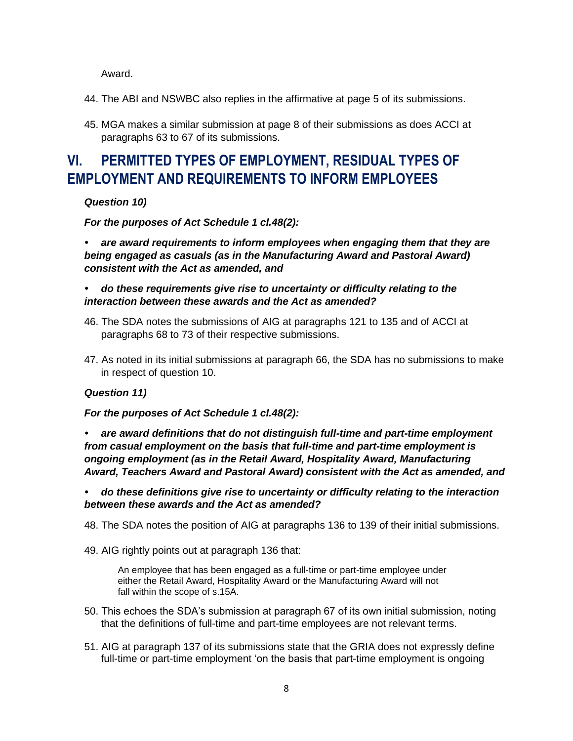Award.

44. The ABI and NSWBC also replies in the affirmative at page 5 of its submissions.

45. MGA makes a similar submission at page 8 of their submissions as does ACCI at paragraphs 63 to 67 of its submissions.

## VI. PERMITTED TYPES OF EMPLOYMENT, RESIDUAL TYPES OF EMPLOYMENT AND REQUIREMENTS TO INFORM EMPLOYEES

***Question 10)***

***For the purposes of Act Schedule 1 cl.48(2):***

- ***are award requirements to inform employees when engaging them that they are being engaged as casuals (as in the Manufacturing Award and Pastoral Award) consistent with the Act as amended, and***

- ***do these requirements give rise to uncertainty or difficulty relating to the interaction between these awards and the Act as amended?***

46. The SDA notes the submissions of AIG at paragraphs 121 to 135 and of ACCI at paragraphs 68 to 73 of their respective submissions.

47. As noted in its initial submissions at paragraph 66, the SDA has no submissions to make in respect of question 10.

***Question 11)***

***For the purposes of Act Schedule 1 cl.48(2):***

- ***are award definitions that do not distinguish full-time and part-time employment from casual employment on the basis that full-time and part-time employment is ongoing employment (as in the Retail Award, Hospitality Award, Manufacturing Award, Teachers Award and Pastoral Award) consistent with the Act as amended, and***

- ***do these definitions give rise to uncertainty or difficulty relating to the interaction between these awards and the Act as amended?***

48. The SDA notes the position of AIG at paragraphs 136 to 139 of their initial submissions.

49. AIG rightly points out at paragraph 136 that:

> An employee that has been engaged as a full-time or part-time employee under either the Retail Award, Hospitality Award or the Manufacturing Award will not fall within the scope of s.15A.

50. This echoes the SDA's submission at paragraph 67 of its own initial submission, noting that the definitions of full-time and part-time employees are not relevant terms.

51. AIG at paragraph 137 of its submissions state that the GRIA does not expressly define full-time or part-time employment 'on the basis that part-time employment is ongoing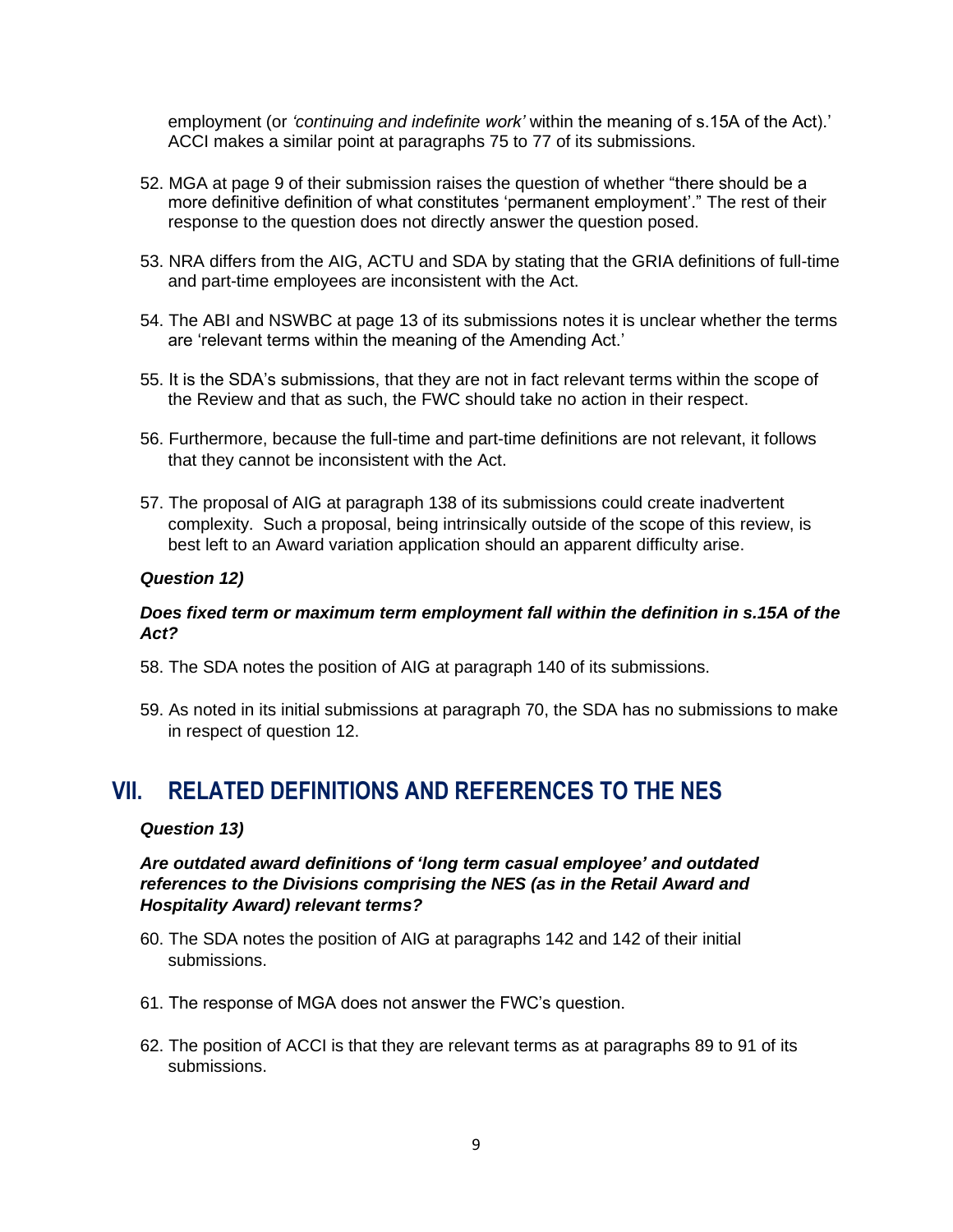employment (or *'continuing and indefinite work'* within the meaning of s.15A of the Act).' ACCI makes a similar point at paragraphs 75 to 77 of its submissions.

52. MGA at page 9 of their submission raises the question of whether "there should be a more definitive definition of what constitutes 'permanent employment'." The rest of their response to the question does not directly answer the question posed.

53. NRA differs from the AIG, ACTU and SDA by stating that the GRIA definitions of full-time and part-time employees are inconsistent with the Act.

54. The ABI and NSWBC at page 13 of its submissions notes it is unclear whether the terms are 'relevant terms within the meaning of the Amending Act.'

55. It is the SDA's submissions, that they are not in fact relevant terms within the scope of the Review and that as such, the FWC should take no action in their respect.

56. Furthermore, because the full-time and part-time definitions are not relevant, it follows that they cannot be inconsistent with the Act.

57. The proposal of AIG at paragraph 138 of its submissions could create inadvertent complexity. Such a proposal, being intrinsically outside of the scope of this review, is best left to an Award variation application should an apparent difficulty arise.

***Question 12)***

***Does fixed term or maximum term employment fall within the definition in s.15A of the Act?***

58. The SDA notes the position of AIG at paragraph 140 of its submissions.

59. As noted in its initial submissions at paragraph 70, the SDA has no submissions to make in respect of question 12.

## VII. RELATED DEFINITIONS AND REFERENCES TO THE NES

***Question 13)***

***Are outdated award definitions of 'long term casual employee' and outdated references to the Divisions comprising the NES (as in the Retail Award and Hospitality Award) relevant terms?***

60. The SDA notes the position of AIG at paragraphs 142 and 142 of their initial submissions.

61. The response of MGA does not answer the FWC's question.

62. The position of ACCI is that they are relevant terms as at paragraphs 89 to 91 of its submissions.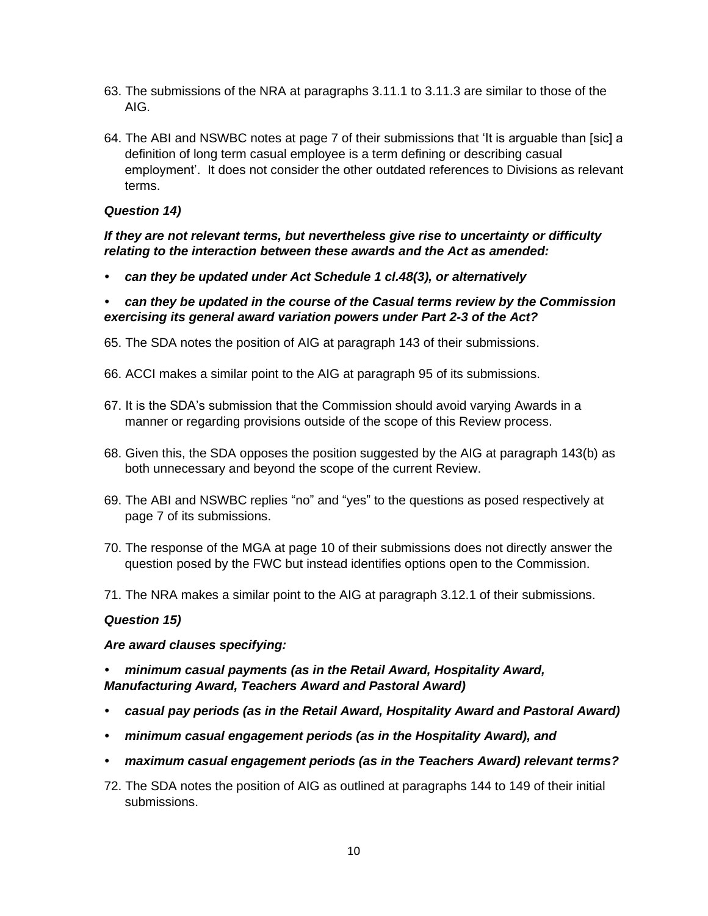63. The submissions of the NRA at paragraphs 3.11.1 to 3.11.3 are similar to those of the AIG.

64. The ABI and NSWBC notes at page 7 of their submissions that 'It is arguable than [sic] a definition of long term casual employee is a term defining or describing casual employment'. It does not consider the other outdated references to Divisions as relevant terms.

***Question 14)***

***If they are not relevant terms, but nevertheless give rise to uncertainty or difficulty relating to the interaction between these awards and the Act as amended:***

- ***can they be updated under Act Schedule 1 cl.48(3), or alternatively***
- ***can they be updated in the course of the Casual terms review by the Commission exercising its general award variation powers under Part 2-3 of the Act?***

65. The SDA notes the position of AIG at paragraph 143 of their submissions.

66. ACCI makes a similar point to the AIG at paragraph 95 of its submissions.

67. It is the SDA's submission that the Commission should avoid varying Awards in a manner or regarding provisions outside of the scope of this Review process.

68. Given this, the SDA opposes the position suggested by the AIG at paragraph 143(b) as both unnecessary and beyond the scope of the current Review.

69. The ABI and NSWBC replies "no" and "yes" to the questions as posed respectively at page 7 of its submissions.

70. The response of the MGA at page 10 of their submissions does not directly answer the question posed by the FWC but instead identifies options open to the Commission.

71. The NRA makes a similar point to the AIG at paragraph 3.12.1 of their submissions.

***Question 15)***

***Are award clauses specifying:***

- ***minimum casual payments (as in the Retail Award, Hospitality Award, Manufacturing Award, Teachers Award and Pastoral Award)***
- ***casual pay periods (as in the Retail Award, Hospitality Award and Pastoral Award)***
- ***minimum casual engagement periods (as in the Hospitality Award), and***
- ***maximum casual engagement periods (as in the Teachers Award) relevant terms?***

72. The SDA notes the position of AIG as outlined at paragraphs 144 to 149 of their initial submissions.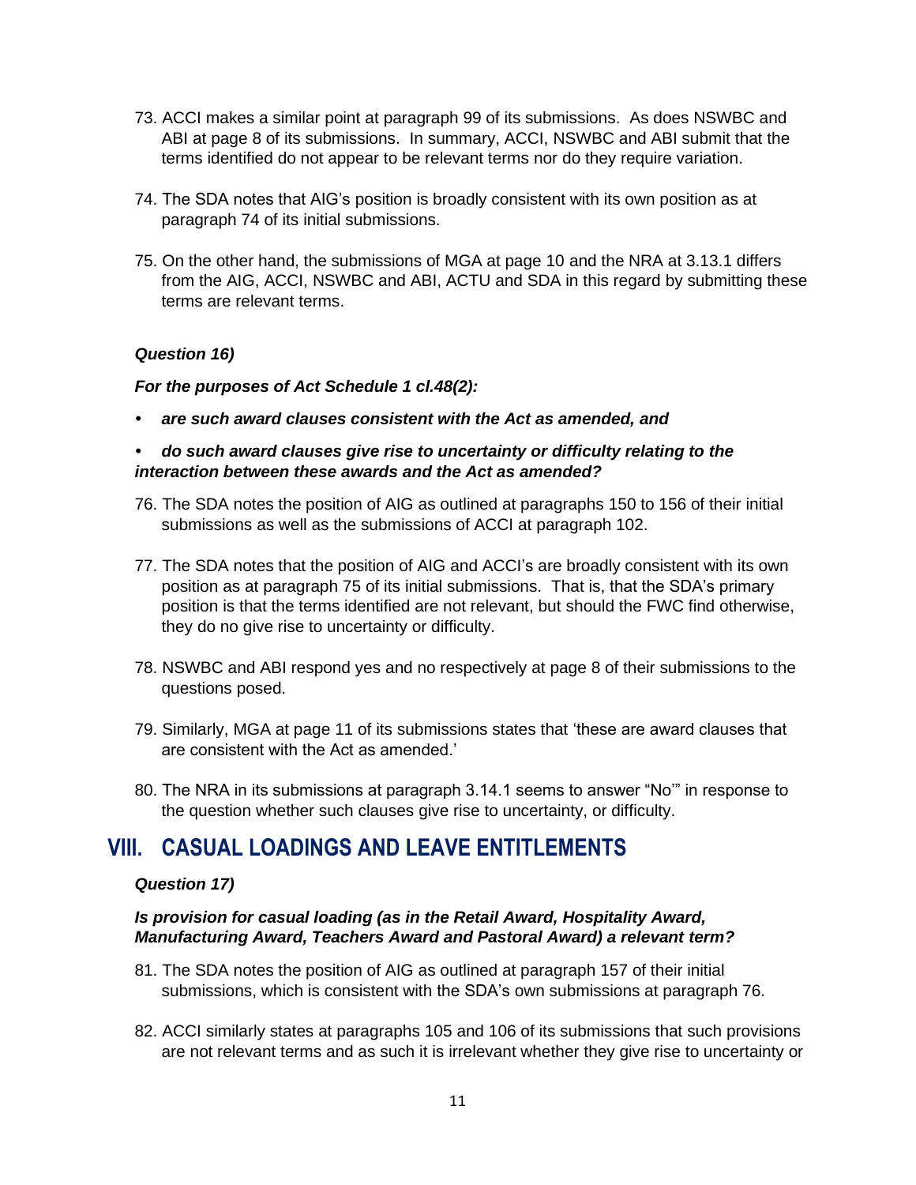73. ACCI makes a similar point at paragraph 99 of its submissions. As does NSWBC and ABI at page 8 of its submissions. In summary, ACCI, NSWBC and ABI submit that the terms identified do not appear to be relevant terms nor do they require variation.

74. The SDA notes that AIG's position is broadly consistent with its own position as at paragraph 74 of its initial submissions.

75. On the other hand, the submissions of MGA at page 10 and the NRA at 3.13.1 differs from the AIG, ACCI, NSWBC and ABI, ACTU and SDA in this regard by submitting these terms are relevant terms.

***Question 16)***

***For the purposes of Act Schedule 1 cl.48(2):***

- ***are such award clauses consistent with the Act as amended, and***
- ***do such award clauses give rise to uncertainty or difficulty relating to the interaction between these awards and the Act as amended?***

76. The SDA notes the position of AIG as outlined at paragraphs 150 to 156 of their initial submissions as well as the submissions of ACCI at paragraph 102.

77. The SDA notes that the position of AIG and ACCI's are broadly consistent with its own position as at paragraph 75 of its initial submissions. That is, that the SDA's primary position is that the terms identified are not relevant, but should the FWC find otherwise, they do no give rise to uncertainty or difficulty.

78. NSWBC and ABI respond yes and no respectively at page 8 of their submissions to the questions posed.

79. Similarly, MGA at page 11 of its submissions states that 'these are award clauses that are consistent with the Act as amended.'

80. The NRA in its submissions at paragraph 3.14.1 seems to answer "No'" in response to the question whether such clauses give rise to uncertainty, or difficulty.

## VIII. CASUAL LOADINGS AND LEAVE ENTITLEMENTS

***Question 17)***

***Is provision for casual loading (as in the Retail Award, Hospitality Award, Manufacturing Award, Teachers Award and Pastoral Award) a relevant term?***

81. The SDA notes the position of AIG as outlined at paragraph 157 of their initial submissions, which is consistent with the SDA's own submissions at paragraph 76.

82. ACCI similarly states at paragraphs 105 and 106 of its submissions that such provisions are not relevant terms and as such it is irrelevant whether they give rise to uncertainty or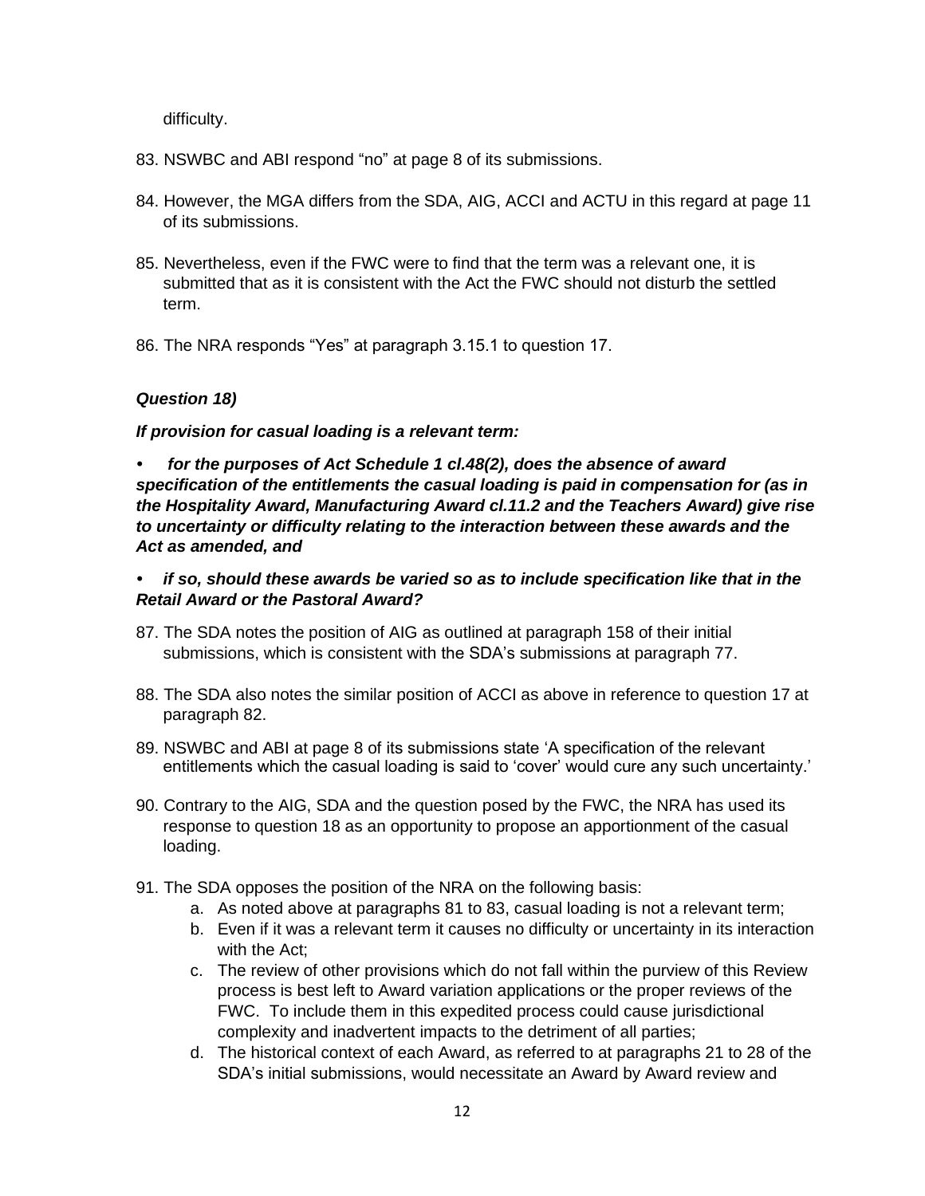difficulty.

83. NSWBC and ABI respond "no" at page 8 of its submissions.

84. However, the MGA differs from the SDA, AIG, ACCI and ACTU in this regard at page 11 of its submissions.

85. Nevertheless, even if the FWC were to find that the term was a relevant one, it is submitted that as it is consistent with the Act the FWC should not disturb the settled term.

86. The NRA responds "Yes" at paragraph 3.15.1 to question 17.

***Question 18)***

***If provision for casual loading is a relevant term:***

- ***for the purposes of Act Schedule 1 cl.48(2), does the absence of award specification of the entitlements the casual loading is paid in compensation for (as in the Hospitality Award, Manufacturing Award cl.11.2 and the Teachers Award) give rise to uncertainty or difficulty relating to the interaction between these awards and the Act as amended, and***

- ***if so, should these awards be varied so as to include specification like that in the Retail Award or the Pastoral Award?***

87. The SDA notes the position of AIG as outlined at paragraph 158 of their initial submissions, which is consistent with the SDA's submissions at paragraph 77.

88. The SDA also notes the similar position of ACCI as above in reference to question 17 at paragraph 82.

89. NSWBC and ABI at page 8 of its submissions state 'A specification of the relevant entitlements which the casual loading is said to 'cover' would cure any such uncertainty.'

90. Contrary to the AIG, SDA and the question posed by the FWC, the NRA has used its response to question 18 as an opportunity to propose an apportionment of the casual loading.

91. The SDA opposes the position of the NRA on the following basis:
    a. As noted above at paragraphs 81 to 83, casual loading is not a relevant term;
    b. Even if it was a relevant term it causes no difficulty or uncertainty in its interaction with the Act;
    c. The review of other provisions which do not fall within the purview of this Review process is best left to Award variation applications or the proper reviews of the FWC. To include them in this expedited process could cause jurisdictional complexity and inadvertent impacts to the detriment of all parties;
    d. The historical context of each Award, as referred to at paragraphs 21 to 28 of the SDA's initial submissions, would necessitate an Award by Award review and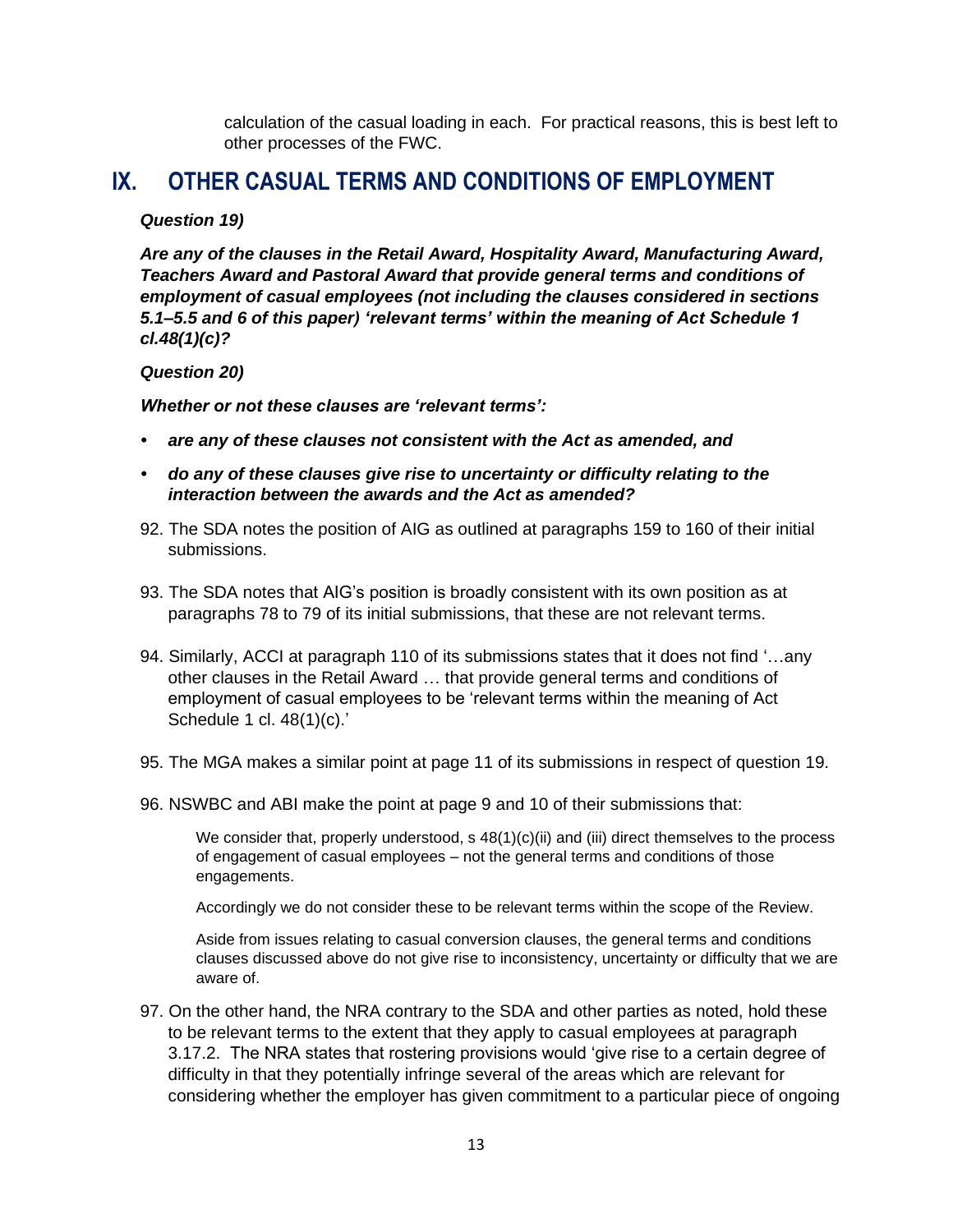calculation of the casual loading in each. For practical reasons, this is best left to other processes of the FWC.

# IX. OTHER CASUAL TERMS AND CONDITIONS OF EMPLOYMENT

***Question 19)***

***Are any of the clauses in the Retail Award, Hospitality Award, Manufacturing Award, Teachers Award and Pastoral Award that provide general terms and conditions of employment of casual employees (not including the clauses considered in sections 5.1–5.5 and 6 of this paper) 'relevant terms' within the meaning of Act Schedule 1 cl.48(1)(c)?***

***Question 20)***

***Whether or not these clauses are 'relevant terms':***

- ***are any of these clauses not consistent with the Act as amended, and***
- ***do any of these clauses give rise to uncertainty or difficulty relating to the interaction between the awards and the Act as amended?***

92. The SDA notes the position of AIG as outlined at paragraphs 159 to 160 of their initial submissions.

93. The SDA notes that AIG's position is broadly consistent with its own position as at paragraphs 78 to 79 of its initial submissions, that these are not relevant terms.

94. Similarly, ACCI at paragraph 110 of its submissions states that it does not find '…any other clauses in the Retail Award … that provide general terms and conditions of employment of casual employees to be 'relevant terms within the meaning of Act Schedule 1 cl. 48(1)(c).'

95. The MGA makes a similar point at page 11 of its submissions in respect of question 19.

96. NSWBC and ABI make the point at page 9 and 10 of their submissions that:

    > We consider that, properly understood, s 48(1)(c)(ii) and (iii) direct themselves to the process of engagement of casual employees – not the general terms and conditions of those engagements.
    >
    > Accordingly we do not consider these to be relevant terms within the scope of the Review.
    >
    > Aside from issues relating to casual conversion clauses, the general terms and conditions clauses discussed above do not give rise to inconsistency, uncertainty or difficulty that we are aware of.

97. On the other hand, the NRA contrary to the SDA and other parties as noted, hold these to be relevant terms to the extent that they apply to casual employees at paragraph 3.17.2. The NRA states that rostering provisions would 'give rise to a certain degree of difficulty in that they potentially infringe several of the areas which are relevant for considering whether the employer has given commitment to a particular piece of ongoing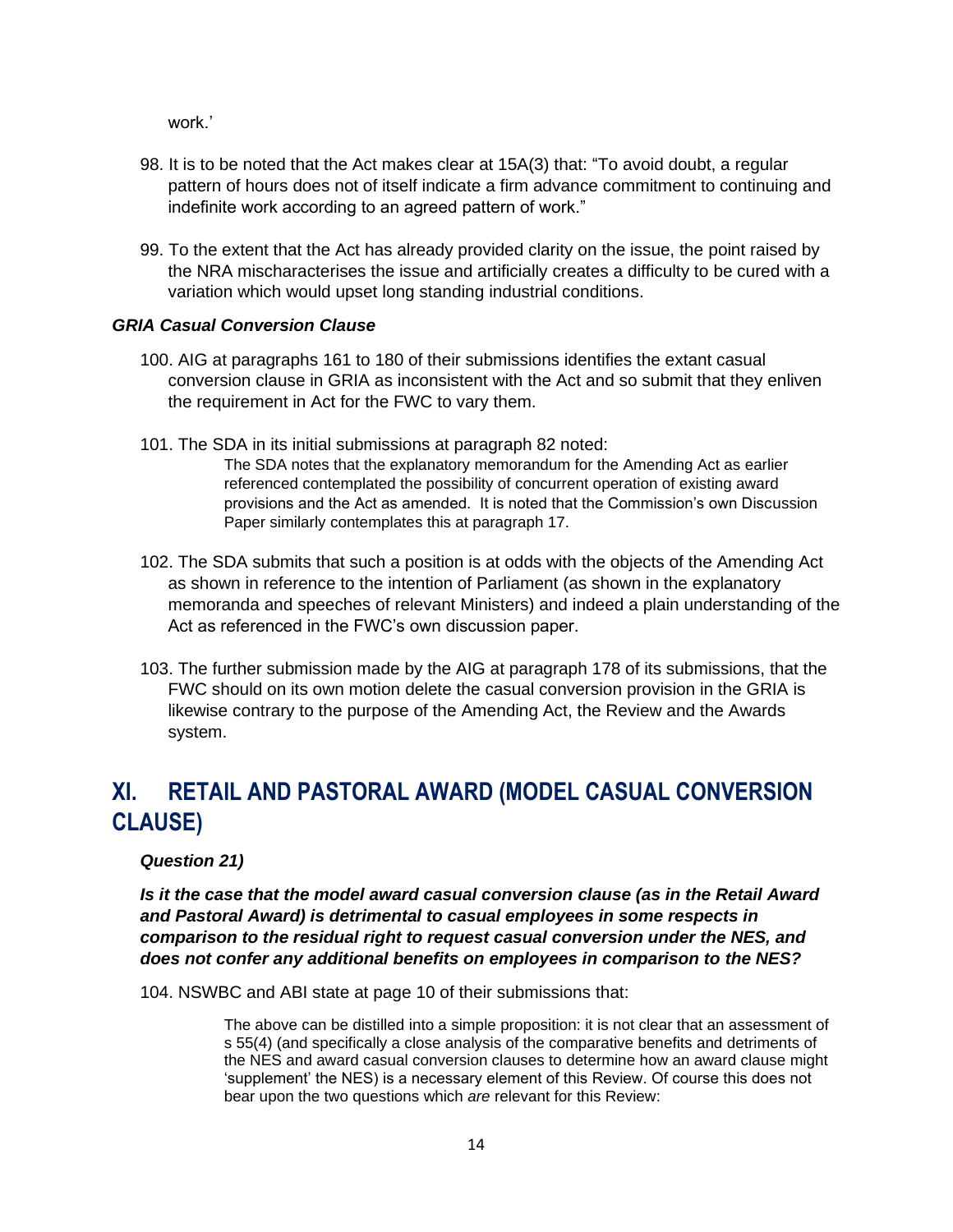work.'

98. It is to be noted that the Act makes clear at 15A(3) that: "To avoid doubt, a regular pattern of hours does not of itself indicate a firm advance commitment to continuing and indefinite work according to an agreed pattern of work."

99. To the extent that the Act has already provided clarity on the issue, the point raised by the NRA mischaracterises the issue and artificially creates a difficulty to be cured with a variation which would upset long standing industrial conditions.

### *GRIA Casual Conversion Clause*

100. AIG at paragraphs 161 to 180 of their submissions identifies the extant casual conversion clause in GRIA as inconsistent with the Act and so submit that they enliven the requirement in Act for the FWC to vary them.

101. The SDA in its initial submissions at paragraph 82 noted:

> The SDA notes that the explanatory memorandum for the Amending Act as earlier referenced contemplated the possibility of concurrent operation of existing award provisions and the Act as amended. It is noted that the Commission's own Discussion Paper similarly contemplates this at paragraph 17.

102. The SDA submits that such a position is at odds with the objects of the Amending Act as shown in reference to the intention of Parliament (as shown in the explanatory memoranda and speeches of relevant Ministers) and indeed a plain understanding of the Act as referenced in the FWC's own discussion paper.

103. The further submission made by the AIG at paragraph 178 of its submissions, that the FWC should on its own motion delete the casual conversion provision in the GRIA is likewise contrary to the purpose of the Amending Act, the Review and the Awards system.

## XI. RETAIL AND PASTORAL AWARD (MODEL CASUAL CONVERSION CLAUSE)

***Question 21)***

***Is it the case that the model award casual conversion clause (as in the Retail Award and Pastoral Award) is detrimental to casual employees in some respects in comparison to the residual right to request casual conversion under the NES, and does not confer any additional benefits on employees in comparison to the NES?***

104. NSWBC and ABI state at page 10 of their submissions that:

> The above can be distilled into a simple proposition: it is not clear that an assessment of s 55(4) (and specifically a close analysis of the comparative benefits and detriments of the NES and award casual conversion clauses to determine how an award clause might 'supplement' the NES) is a necessary element of this Review. Of course this does not bear upon the two questions which *are* relevant for this Review: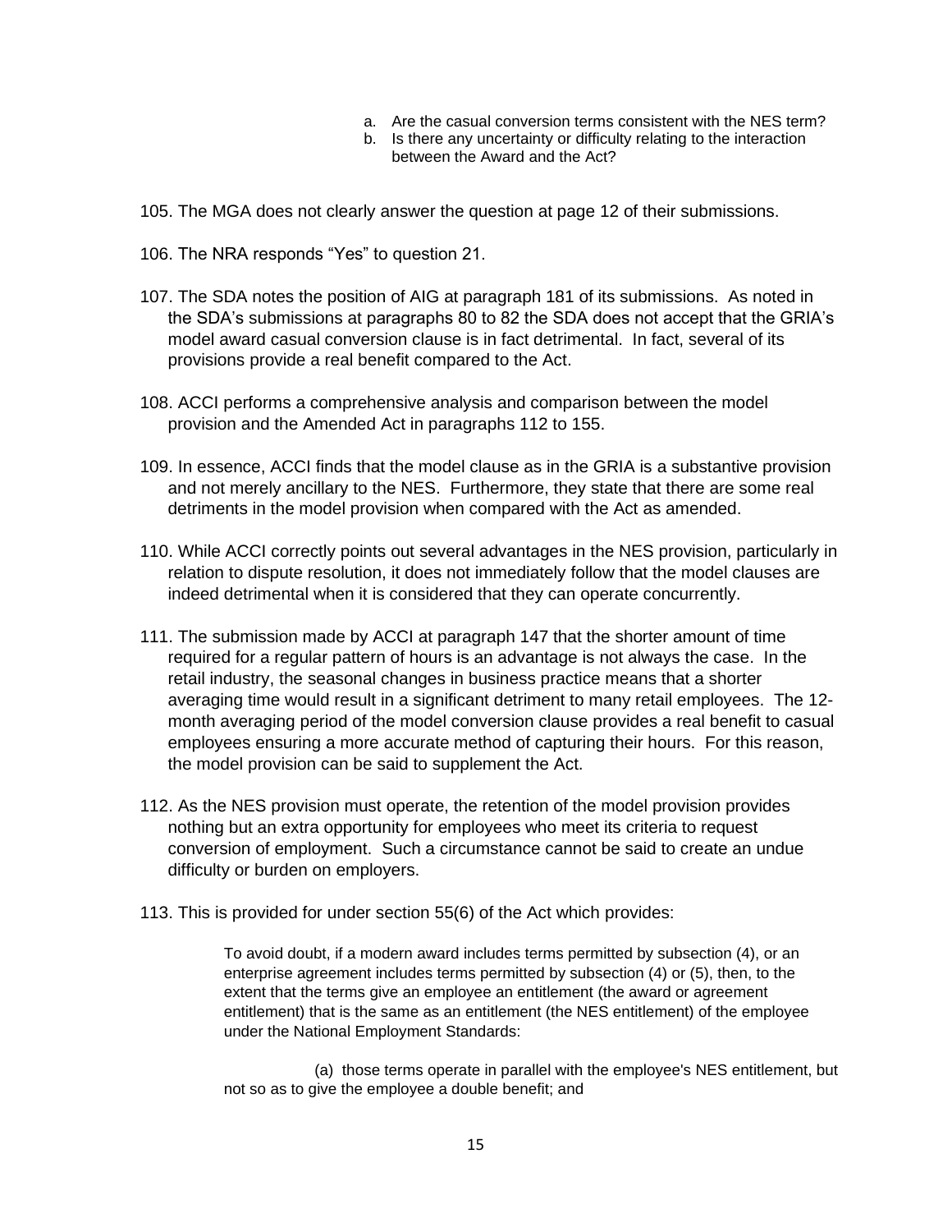a. Are the casual conversion terms consistent with the NES term?
b. Is there any uncertainty or difficulty relating to the interaction between the Award and the Act?

105. The MGA does not clearly answer the question at page 12 of their submissions.

106. The NRA responds "Yes" to question 21.

107. The SDA notes the position of AIG at paragraph 181 of its submissions. As noted in the SDA's submissions at paragraphs 80 to 82 the SDA does not accept that the GRIA's model award casual conversion clause is in fact detrimental. In fact, several of its provisions provide a real benefit compared to the Act.

108. ACCI performs a comprehensive analysis and comparison between the model provision and the Amended Act in paragraphs 112 to 155.

109. In essence, ACCI finds that the model clause as in the GRIA is a substantive provision and not merely ancillary to the NES. Furthermore, they state that there are some real detriments in the model provision when compared with the Act as amended.

110. While ACCI correctly points out several advantages in the NES provision, particularly in relation to dispute resolution, it does not immediately follow that the model clauses are indeed detrimental when it is considered that they can operate concurrently.

111. The submission made by ACCI at paragraph 147 that the shorter amount of time required for a regular pattern of hours is an advantage is not always the case. In the retail industry, the seasonal changes in business practice means that a shorter averaging time would result in a significant detriment to many retail employees. The 12-month averaging period of the model conversion clause provides a real benefit to casual employees ensuring a more accurate method of capturing their hours. For this reason, the model provision can be said to supplement the Act.

112. As the NES provision must operate, the retention of the model provision provides nothing but an extra opportunity for employees who meet its criteria to request conversion of employment. Such a circumstance cannot be said to create an undue difficulty or burden on employers.

113. This is provided for under section 55(6) of the Act which provides:

> To avoid doubt, if a modern award includes terms permitted by subsection (4), or an enterprise agreement includes terms permitted by subsection (4) or (5), then, to the extent that the terms give an employee an entitlement (the award or agreement entitlement) that is the same as an entitlement (the NES entitlement) of the employee under the National Employment Standards:
>
> (a) those terms operate in parallel with the employee's NES entitlement, but not so as to give the employee a double benefit; and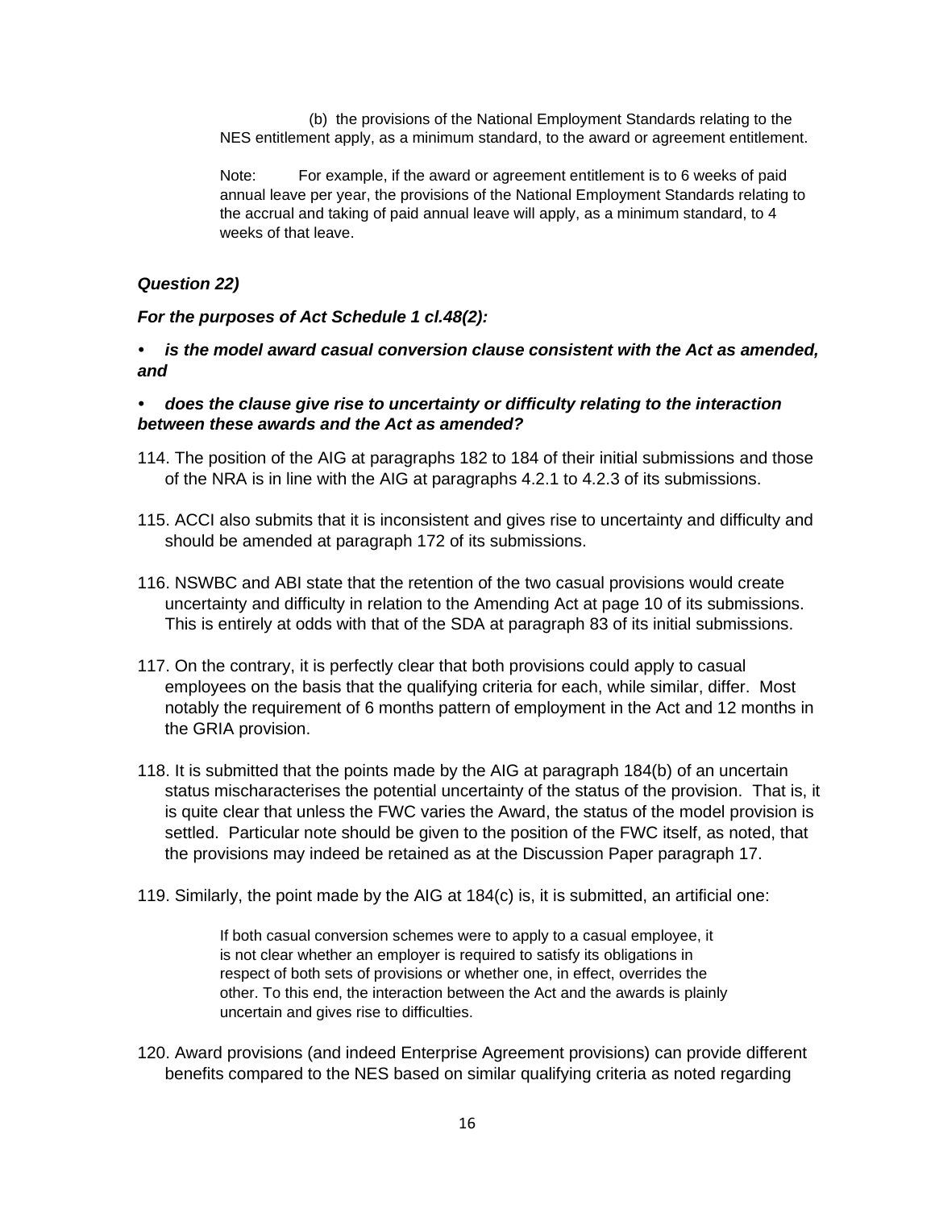(b) the provisions of the National Employment Standards relating to the NES entitlement apply, as a minimum standard, to the award or agreement entitlement.

> Note: For example, if the award or agreement entitlement is to 6 weeks of paid annual leave per year, the provisions of the National Employment Standards relating to the accrual and taking of paid annual leave will apply, as a minimum standard, to 4 weeks of that leave.

***Question 22)***

***For the purposes of Act Schedule 1 cl.48(2):***

- ***is the model award casual conversion clause consistent with the Act as amended, and***
- ***does the clause give rise to uncertainty or difficulty relating to the interaction between these awards and the Act as amended?***

114. The position of the AIG at paragraphs 182 to 184 of their initial submissions and those of the NRA is in line with the AIG at paragraphs 4.2.1 to 4.2.3 of its submissions.

115. ACCI also submits that it is inconsistent and gives rise to uncertainty and difficulty and should be amended at paragraph 172 of its submissions.

116. NSWBC and ABI state that the retention of the two casual provisions would create uncertainty and difficulty in relation to the Amending Act at page 10 of its submissions. This is entirely at odds with that of the SDA at paragraph 83 of its initial submissions.

117. On the contrary, it is perfectly clear that both provisions could apply to casual employees on the basis that the qualifying criteria for each, while similar, differ. Most notably the requirement of 6 months pattern of employment in the Act and 12 months in the GRIA provision.

118. It is submitted that the points made by the AIG at paragraph 184(b) of an uncertain status mischaracterises the potential uncertainty of the status of the provision. That is, it is quite clear that unless the FWC varies the Award, the status of the model provision is settled. Particular note should be given to the position of the FWC itself, as noted, that the provisions may indeed be retained as at the Discussion Paper paragraph 17.

119. Similarly, the point made by the AIG at 184(c) is, it is submitted, an artificial one:

> If both casual conversion schemes were to apply to a casual employee, it is not clear whether an employer is required to satisfy its obligations in respect of both sets of provisions or whether one, in effect, overrides the other. To this end, the interaction between the Act and the awards is plainly uncertain and gives rise to difficulties.

120. Award provisions (and indeed Enterprise Agreement provisions) can provide different benefits compared to the NES based on similar qualifying criteria as noted regarding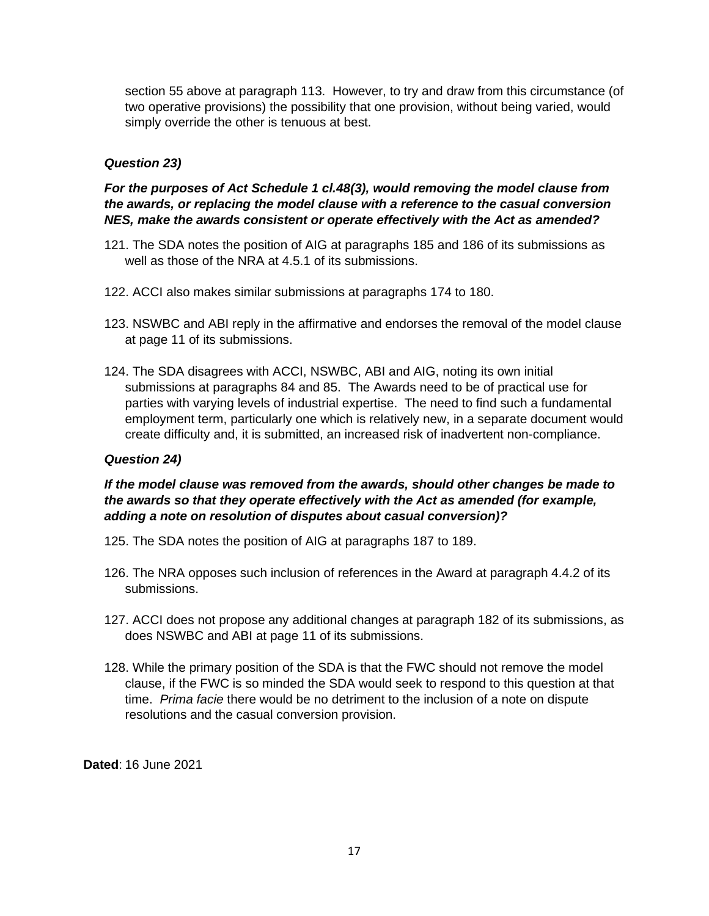section 55 above at paragraph 113. However, to try and draw from this circumstance (of two operative provisions) the possibility that one provision, without being varied, would simply override the other is tenuous at best.

***Question 23)***

***For the purposes of Act Schedule 1 cl.48(3), would removing the model clause from the awards, or replacing the model clause with a reference to the casual conversion NES, make the awards consistent or operate effectively with the Act as amended?***

121. The SDA notes the position of AIG at paragraphs 185 and 186 of its submissions as well as those of the NRA at 4.5.1 of its submissions.

122. ACCI also makes similar submissions at paragraphs 174 to 180.

123. NSWBC and ABI reply in the affirmative and endorses the removal of the model clause at page 11 of its submissions.

124. The SDA disagrees with ACCI, NSWBC, ABI and AIG, noting its own initial submissions at paragraphs 84 and 85. The Awards need to be of practical use for parties with varying levels of industrial expertise. The need to find such a fundamental employment term, particularly one which is relatively new, in a separate document would create difficulty and, it is submitted, an increased risk of inadvertent non-compliance.

***Question 24)***

***If the model clause was removed from the awards, should other changes be made to the awards so that they operate effectively with the Act as amended (for example, adding a note on resolution of disputes about casual conversion)?***

125. The SDA notes the position of AIG at paragraphs 187 to 189.

126. The NRA opposes such inclusion of references in the Award at paragraph 4.4.2 of its submissions.

127. ACCI does not propose any additional changes at paragraph 182 of its submissions, as does NSWBC and ABI at page 11 of its submissions.

128. While the primary position of the SDA is that the FWC should not remove the model clause, if the FWC is so minded the SDA would seek to respond to this question at that time. *Prima facie* there would be no detriment to the inclusion of a note on dispute resolutions and the casual conversion provision.

**Dated**: 16 June 2021